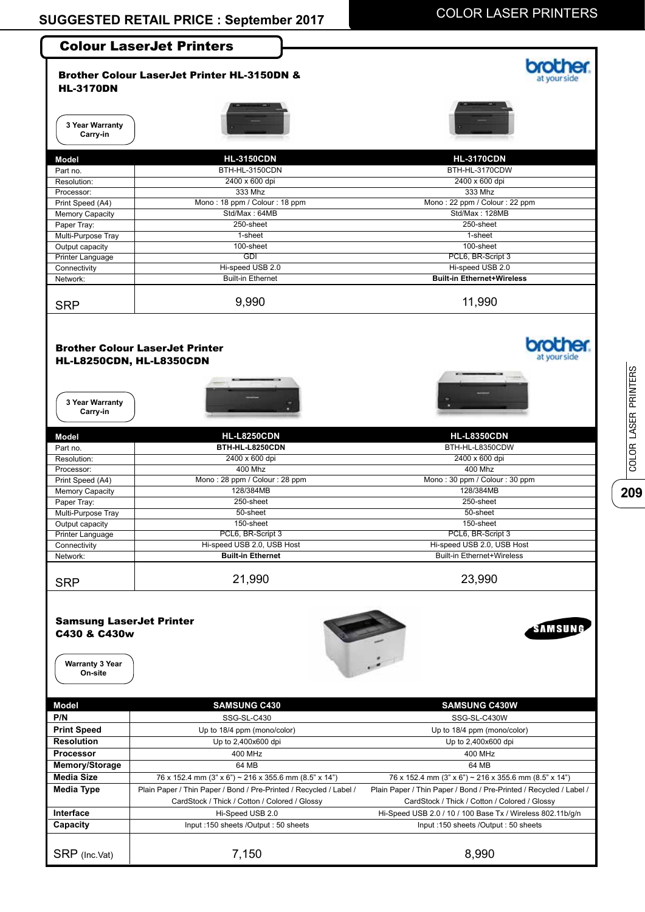## Colour LaserJet Printers

### Brother Colour LaserJet Printer HL-3150DN & HL-3170DN

**3 Year Warranty Carry-in**

| Model | HL-3150CDN | HL-3170CDN |
|---|---|---|
| Part no. | BTH-HL-3150CDN | BTH-HL-3170CDW |
| Resolution: | 2400 x 600 dpi | 2400 x 600 dpi |
| Processor: | 333 Mhz | 333 Mhz |
| Print Speed (A4) | Mono : 18 ppm / Colour : 18 ppm | Mono : 22 ppm / Colour : 22 ppm |
| Memory Capacity | Std/Max : 64MB | Std/Max : 128MB |
| Paper Tray: | 250-sheet | 250-sheet |
| Multi-Purpose Tray | 1-sheet | 1-sheet |
| Output capacity | 100-sheet | 100-sheet |
| Printer Language | GDI | PCL6, BR-Script 3 |
| Connectivity | Hi-speed USB 2.0 | Hi-speed USB 2.0 |
| Network: | Built-in Ethernet | **Built-in Ethernet+Wireless** |
| SRP | 9,990 | 11,990 |

### Brother Colour LaserJet Printer HL-L8250CDN, HL-L8350CDN

**3 Year Warranty Carry-in**

| Model | HL-L8250CDN | HL-L8350CDN |
|---|---|---|
| Part no. | **BTH-HL-L8250CDN** | BTH-HL-L8350CDW |
| Resolution: | 2400 x 600 dpi | 2400 x 600 dpi |
| Processor: | 400 Mhz | 400 Mhz |
| Print Speed (A4) | Mono : 28 ppm / Colour : 28 ppm | Mono : 30 ppm / Colour : 30 ppm |
| Memory Capacity | 128/384MB | 128/384MB |
| Paper Tray: | 250-sheet | 250-sheet |
| Multi-Purpose Tray | 50-sheet | 50-sheet |
| Output capacity | 150-sheet | 150-sheet |
| Printer Language | PCL6, BR-Script 3 | PCL6, BR-Script 3 |
| Connectivity | Hi-speed USB 2.0, USB Host | Hi-speed USB 2.0, USB Host |
| Network: | **Built-in Ethernet** | Built-in Ethernet+Wireless |
| SRP | 21,990 | 23,990 |

### Samsung LaserJet Printer C430 & C430w

**Warranty 3 Year On-site**

| Model | SAMSUNG C430 | SAMSUNG C430W |
|---|---|---|
| **P/N** | SSG-SL-C430 | SSG-SL-C430W |
| **Print Speed** | Up to 18/4 ppm (mono/color) | Up to 18/4 ppm (mono/color) |
| **Resolution** | Up to 2,400x600 dpi | Up to 2,400x600 dpi |
| **Processor** | 400 MHz | 400 MHz |
| **Memory/Storage** | 64 MB | 64 MB |
| **Media Size** | 76 x 152.4 mm (3" x 6") ~ 216 x 355.6 mm (8.5" x 14") | 76 x 152.4 mm (3" x 6") ~ 216 x 355.6 mm (8.5" x 14") |
| **Media Type** | Plain Paper / Thin Paper / Bond / Pre-Printed / Recycled / Label / CardStock / Thick / Cotton / Colored / Glossy | Plain Paper / Thin Paper / Bond / Pre-Printed / Recycled / Label / CardStock / Thick / Cotton / Colored / Glossy |
| **Interface** | Hi-Speed USB 2.0 | Hi-Speed USB 2.0 / 10 / 100 Base Tx / Wireless 802.11b/g/n |
| **Capacity** | Input :150 sheets /Output : 50 sheets | Input :150 sheets /Output : 50 sheets |
| SRP (Inc.Vat) | 7,150 | 8,990 |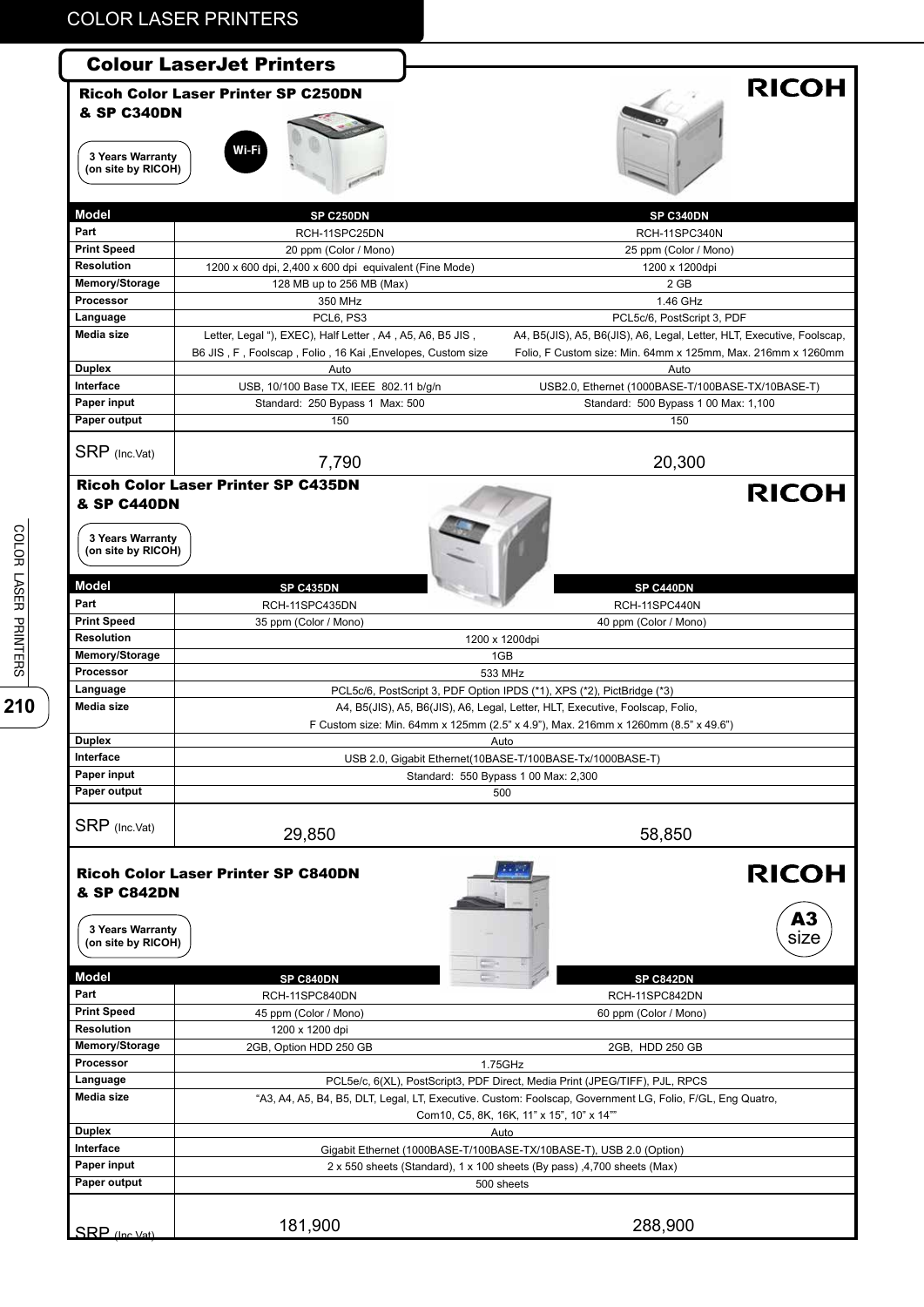## COLOR LASER PRINTERS

### Colour LaserJet Printers

**Ricoh Color Laser Printer SP C250DN & SP C340DN**

RICOH

3 Years Warranty (on site by RICOH)

Wi-Fi

| Model | SP C250DN | SP C340DN |
|---|---|---|
| Part | RCH-11SPC25DN | RCH-11SPC340N |
| Print Speed | 20 ppm (Color / Mono) | 25 ppm (Color / Mono) |
| Resolution | 1200 x 600 dpi, 2,400 x 600 dpi equivalent (Fine Mode) | 1200 x 1200dpi |
| Memory/Storage | 128 MB up to 256 MB (Max) | 2 GB |
| Processor | 350 MHz | 1.46 GHz |
| Language | PCL6, PS3 | PCL5c/6, PostScript 3, PDF |
| Media size | Letter, Legal "), EXEC), Half Letter , A4 , A5, A6, B5 JIS , B6 JIS , F , Foolscap , Folio , 16 Kai ,Envelopes, Custom size | A4, B5(JIS), A5, B6(JIS), A6, Legal, Letter, HLT, Executive, Foolscap, Folio, F Custom size: Min. 64mm x 125mm, Max. 216mm x 1260mm |
| Duplex | Auto | Auto |
| Interface | USB, 10/100 Base TX, IEEE 802.11 b/g/n | USB2.0, Ethernet (1000BASE-T/100BASE-TX/10BASE-T) |
| Paper input | Standard: 250 Bypass 1 Max: 500 | Standard: 500 Bypass 1 00 Max: 1,100 |
| Paper output | 150 | 150 |
| SRP (Inc.Vat) | 7,790 | 20,300 |

**Ricoh Color Laser Printer SP C435DN & SP C440DN**

RICOH

3 Years Warranty (on site by RICOH)

| Model | SP C435DN | SP C440DN |
|---|---|---|
| Part | RCH-11SPC435DN | RCH-11SPC440N |
| Print Speed | 35 ppm (Color / Mono) | 40 ppm (Color / Mono) |
| Resolution | 1200 x 1200dpi | |
| Memory/Storage | 1GB | |
| Processor | 533 MHz | |
| Language | PCL5c/6, PostScript 3, PDF Option IPDS (*1), XPS (*2), PictBridge (*3) | |
| Media size | A4, B5(JIS), A5, B6(JIS), A6, Legal, Letter, HLT, Executive, Foolscap, Folio, F Custom size: Min. 64mm x 125mm (2.5" x 4.9"), Max. 216mm x 1260mm (8.5" x 49.6") | |
| Duplex | Auto | |
| Interface | USB 2.0, Gigabit Ethernet(10BASE-T/100BASE-Tx/1000BASE-T) | |
| Paper input | Standard: 550 Bypass 1 00 Max: 2,300 | |
| Paper output | 500 | |
| SRP (Inc.Vat) | 29,850 | 58,850 |

**Ricoh Color Laser Printer SP C840DN & SP C842DN**

RICOH

3 Years Warranty (on site by RICOH)

A3 size

| Model | SP C840DN | SP C842DN |
|---|---|---|
| Part | RCH-11SPC840DN | RCH-11SPC842DN |
| Print Speed | 45 ppm (Color / Mono) | 60 ppm (Color / Mono) |
| Resolution | 1200 x 1200 dpi | |
| Memory/Storage | 2GB, Option HDD 250 GB | 2GB, HDD 250 GB |
| Processor | 1.75GHz | |
| Language | PCL5e/c, 6(XL), PostScript3, PDF Direct, Media Print (JPEG/TIFF), PJL, RPCS | |
| Media size | "A3, A4, A5, B4, B5, DLT, Legal, LT, Executive. Custom: Foolscap, Government LG, Folio, F/GL, Eng Quatro, Com10, C5, 8K, 16K, 11" x 15", 10" x 14"" | |
| Duplex | Auto | |
| Interface | Gigabit Ethernet (1000BASE-T/100BASE-TX/10BASE-T), USB 2.0 (Option) | |
| Paper input | 2 x 550 sheets (Standard), 1 x 100 sheets (By pass) ,4,700 sheets (Max) | |
| Paper output | 500 sheets | |
| SRP (Inc.Vat) | 181,900 | 288,900 |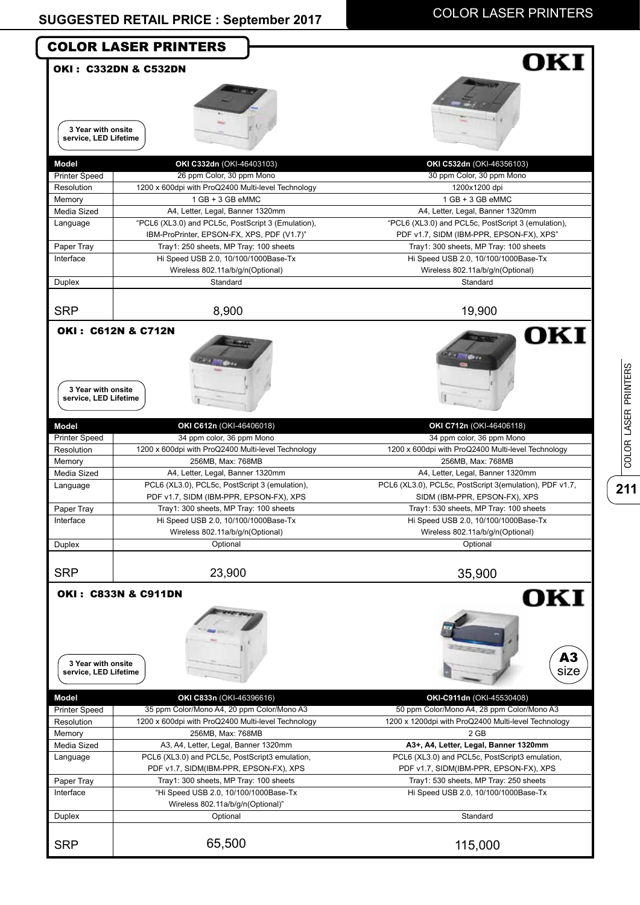## COLOR LASER PRINTERS

### OKI : C332DN & C532DN

3 Year with onsite service, LED Lifetime

| Model | **OKI C332dn** (OKI-46403103) | **OKI C532dn** (OKI-46356103) |
|---|---|---|
| Printer Speed | 26 ppm Color, 30 ppm Mono | 30 ppm Color, 30 ppm Mono |
| Resolution | 1200 x 600dpi with ProQ2400 Multi-level Technology | 1200x1200 dpi |
| Memory | 1 GB + 3 GB eMMC | 1 GB + 3 GB eMMC |
| Media Sized | A4, Letter, Legal, Banner 1320mm | A4, Letter, Legal, Banner 1320mm |
| Language | "PCL6 (XL3.0) and PCL5c, PostScript 3 (Emulation), IBM-ProPrinter, EPSON-FX, XPS, PDF (V1.7)" | "PCL6 (XL3.0) and PCL5c, PostScript 3 (emulation), PDF v1.7, SIDM (IBM-PPR, EPSON-FX), XPS" |
| Paper Tray | Tray1: 250 sheets, MP Tray: 100 sheets | Tray1: 300 sheets, MP Tray: 100 sheets |
| Interface | Hi Speed USB 2.0, 10/100/1000Base-Tx Wireless 802.11a/b/g/n(Optional) | Hi Speed USB 2.0, 10/100/1000Base-Tx Wireless 802.11a/b/g/n(Optional) |
| Duplex | Standard | Standard |
| SRP | 8,900 | 19,900 |

### OKI : C612N & C712N

3 Year with onsite service, LED Lifetime

| Model | **OKI C612n** (OKI-46406018) | **OKI C712n** (OKI-46406118) |
|---|---|---|
| Printer Speed | 34 ppm color, 36 ppm Mono | 34 ppm color, 36 ppm Mono |
| Resolution | 1200 x 600dpi with ProQ2400 Multi-level Technology | 1200 x 600dpi with ProQ2400 Multi-level Technology |
| Memory | 256MB, Max: 768MB | 256MB, Max: 768MB |
| Media Sized | A4, Letter, Legal, Banner 1320mm | A4, Letter, Legal, Banner 1320mm |
| Language | PCL6 (XL3.0), PCL5c, PostScript 3 (emulation), PDF v1.7, SIDM (IBM-PPR, EPSON-FX), XPS | PCL6 (XL3.0), PCL5c, PostScript 3(emulation), PDF v1.7, SIDM (IBM-PPR, EPSON-FX), XPS |
| Paper Tray | Tray1: 300 sheets, MP Tray: 100 sheets | Tray1: 530 sheets, MP Tray: 100 sheets |
| Interface | Hi Speed USB 2.0, 10/100/1000Base-Tx Wireless 802.11a/b/g/n(Optional) | Hi Speed USB 2.0, 10/100/1000Base-Tx Wireless 802.11a/b/g/n(Optional) |
| Duplex | Optional | Optional |
| SRP | 23,900 | 35,900 |

### OKI : C833N & C911DN

3 Year with onsite service, LED Lifetime

A3 size

| Model | **OKI C833n** (OKI-46396616) | **OKI-C911dn** (OKI-45530408) |
|---|---|---|
| Printer Speed | 35 ppm Color/Mono A4, 20 ppm Color/Mono A3 | 50 ppm Color/Mono A4, 28 ppm Color/Mono A3 |
| Resolution | 1200 x 600dpi with ProQ2400 Multi-level Technology | 1200 x 1200dpi with ProQ2400 Multi-level Technology |
| Memory | 256MB, Max: 768MB | 2 GB |
| Media Sized | A3, A4, Letter, Legal, Banner 1320mm | **A3+, A4, Letter, Legal, Banner 1320mm** |
| Language | PCL6 (XL3.0) and PCL5c, PostScript3 emulation, PDF v1.7, SIDM(IBM-PPR, EPSON-FX), XPS | PCL6 (XL3.0) and PCL5c, PostScript3 emulation, PDF v1.7, SIDM(IBM-PPR, EPSON-FX), XPS |
| Paper Tray | Tray1: 300 sheets, MP Tray: 100 sheets | Tray1: 530 sheets, MP Tray: 250 sheets |
| Interface | "Hi Speed USB 2.0, 10/100/1000Base-Tx Wireless 802.11a/b/g/n(Optional)" | Hi Speed USB 2.0, 10/100/1000Base-Tx |
| Duplex | Optional | Standard |
| SRP | 65,500 | 115,000 |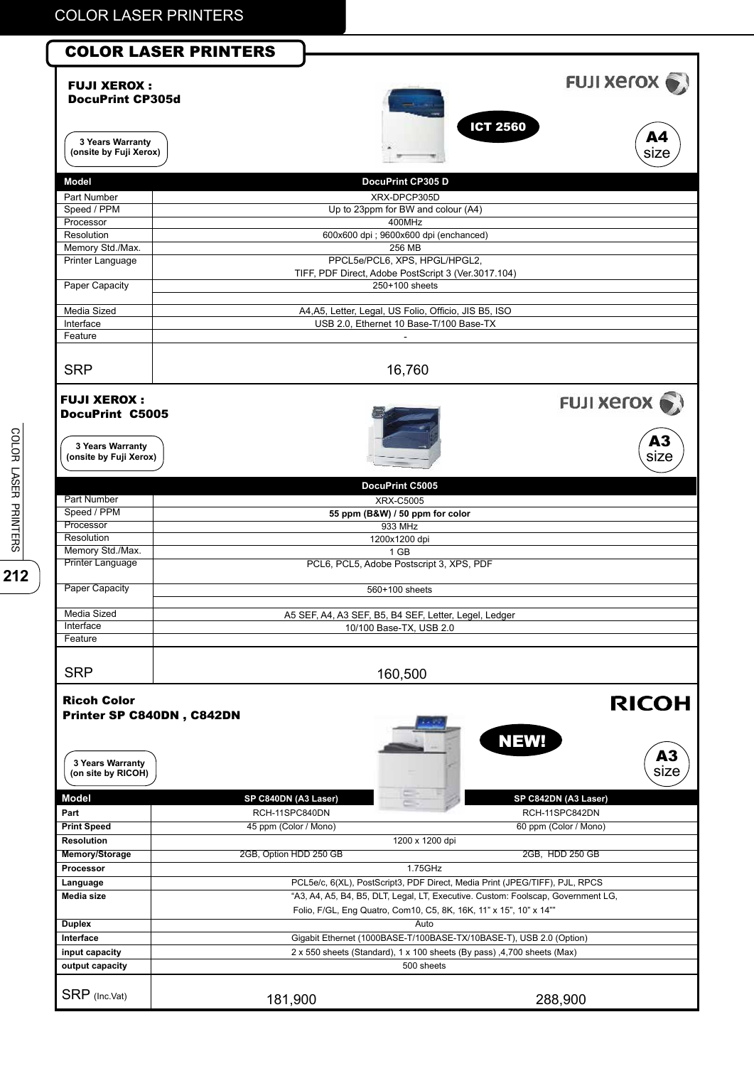# COLOR LASER PRINTERS

## FUJI XEROX : DocuPrint CP305d

3 Years Warranty (onsite by Fuji Xerox)

ICT 2560

A4 size

| Model | DocuPrint CP305 D |
|---|---|
| Part Number | XRX-DPCP305D |
| Speed / PPM | Up to 23ppm for BW and colour (A4) |
| Processor | 400MHz |
| Resolution | 600x600 dpi ; 9600x600 dpi (enchanced) |
| Memory Std./Max. | 256 MB |
| Printer Language | PPCL5e/PCL6, XPS, HPGL/HPGL2, TIFF, PDF Direct, Adobe PostScript 3 (Ver.3017.104) |
| Paper Capacity | 250+100 sheets |
| Media Sized | A4,A5, Letter, Legal, US Folio, Officio, JIS B5, ISO |
| Interface | USB 2.0, Ethernet 10 Base-T/100 Base-TX |
| Feature | - |
| SRP | 16,760 |

## FUJI XEROX : DocuPrint C5005

3 Years Warranty (onsite by Fuji Xerox)

A3 size

| | DocuPrint C5005 |
|---|---|
| Part Number | XRX-C5005 |
| Speed / PPM | **55 ppm (B&W) / 50 ppm for color** |
| Processor | 933 MHz |
| Resolution | 1200x1200 dpi |
| Memory Std./Max. | 1 GB |
| Printer Language | PCL6, PCL5, Adobe Postscript 3, XPS, PDF |
| Paper Capacity | 560+100 sheets |
| Media Sized | A5 SEF, A4, A3 SEF, B5, B4 SEF, Letter, Legel, Ledger |
| Interface | 10/100 Base-TX, USB 2.0 |
| Feature | |
| SRP | 160,500 |

## Ricoh Color Printer SP C840DN , C842DN

3 Years Warranty (on site by RICOH)

NEW!

A3 size

| Model | SP C840DN (A3 Laser) | SP C842DN (A3 Laser) |
|---|---|---|
| **Part** | RCH-11SPC840DN | RCH-11SPC842DN |
| **Print Speed** | 45 ppm (Color / Mono) | 60 ppm (Color / Mono) |
| **Resolution** | 1200 x 1200 dpi | |
| **Memory/Storage** | 2GB, Option HDD 250 GB | 2GB, HDD 250 GB |
| **Processor** | 1.75GHz | |
| **Language** | PCL5e/c, 6(XL), PostScript3, PDF Direct, Media Print (JPEG/TIFF), PJL, RPCS | |
| **Media size** | "A3, A4, A5, B4, B5, DLT, Legal, LT, Executive. Custom: Foolscap, Government LG, Folio, F/GL, Eng Quatro, Com10, C5, 8K, 16K, 11" x 15", 10" x 14"" | |
| **Duplex** | Auto | |
| **Interface** | Gigabit Ethernet (1000BASE-T/100BASE-TX/10BASE-T), USB 2.0 (Option) | |
| **input capacity** | 2 x 550 sheets (Standard), 1 x 100 sheets (By pass) ,4,700 sheets (Max) | |
| **output capacity** | 500 sheets | |
| SRP (Inc.Vat) | 181,900 | 288,900 |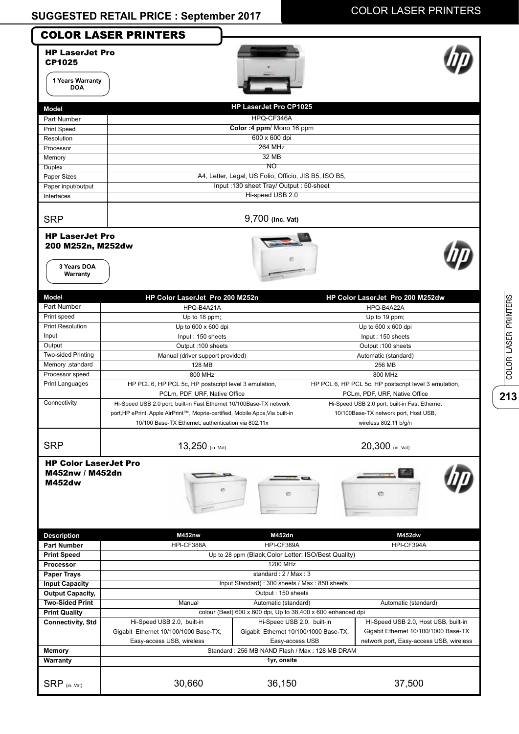# COLOR LASER PRINTERS

## HP LaserJet Pro CP1025

1 Years Warranty DOA

| Model | HP LaserJet Pro CP1025 |
|---|---|
| Part Number | HPQ-CF346A |
| Print Speed | **Color :4 ppm**/ Mono 16 ppm |
| Resolution | 600 x 600 dpi |
| Processor | 264 MHz |
| Memory | 32 MB |
| Duplex | NO |
| Paper Sizes | A4, Letter, Legal, US Folio, Officio, JIS B5, ISO B5, |
| Paper input/output | Input :130 sheet Tray/ Output : 50-sheet |
| Interfaces | Hi-speed USB 2.0 |
| SRP | 9,700 **(Inc. Vat)** |

## HP LaserJet Pro 200 M252n, M252dw

3 Years DOA Warranty

| Model | HP Color LaserJet Pro 200 M252n | HP Color LaserJet Pro 200 M252dw |
|---|---|---|
| Part Number | HPQ-B4A21A | HPQ-B4A22A |
| Print speed | Up to 18 ppm; | Up to 19 ppm; |
| Print Resolution | Up to 600 x 600 dpi | Up to 600 x 600 dpi |
| Input | Input : 150 sheets | Input : 150 sheets |
| Output | Output :100 sheets | Output :100 sheets |
| Two-sided Printing | Manual (driver support provided) | Automatic (standard) |
| Memory ,standard | 128 MB | 256 MB |
| Processor speed | 800 MHz | 800 MHz |
| Print Languages | HP PCL 6, HP PCL 5c, HP postscript level 3 emulation, PCLm, PDF, URF, Native Office | HP PCL 6, HP PCL 5c, HP postscript level 3 emulation, PCLm, PDF, URF, Native Office |
| Connectivity | Hi-Speed USB 2.0 port; built-in Fast Ethernet 10/100Base-TX network port,HP ePrint, Apple AirPrint™, Mopria-certified, Mobile Apps,Via built-in 10/100 Base-TX Ethernet; authentication via 802.11x | Hi-Speed USB 2.0 port, built-in Fast Ethernet 10/100Base-TX network port, Host USB, wireless 802.11 b/g/n |
| SRP | 13,250 (in. Vat) | 20,300 (in. Vat) |

## HP Color LaserJet Pro M452nw / M452dn M452dw

| Description | M452nw | M452dn | M452dw |
|---|---|---|---|
| **Part Number** | HPI-CF388A | HPI-CF389A | HPI-CF394A |
| **Print Speed** | Up to 28 ppm (Black,Color Letter: ISO/Best Quality) | | |
| **Processor** | 1200 MHz | | |
| **Paper Trays** | standard : 2 / Max : 3 | | |
| **Input Capacity** | Input Standard) : 300 sheets / Max : 850 sheets | | |
| **Output Capacity,** | Output : 150 sheets | | |
| **Two-Sided Print** | Manual | Automatic (standard) | Automatic (standard) |
| **Print Quality** | colour (Best) 600 x 600 dpi, Up to 38,400 x 600 enhanced dpi | | |
| **Connectivity, Std** | Hi-Speed USB 2.0, built-in Gigabit Ethernet 10/100/1000 Base-TX, Easy-access USB, wireless | Hi-Speed USB 2.0, built-in Gigabit Ethernet 10/100/1000 Base-TX, Easy-access USB | Hi-Speed USB 2.0, Host USB, built-in Gigabit Ethernet 10/100/1000 Base-TX network port, Easy-access USB, wireless |
| **Memory** | Standard : 256 MB NAND Flash / Max : 128 MB DRAM | | |
| **Warranty** | **1yr, onsite** | | |
| SRP (in. Vat) | 30,660 | 36,150 | 37,500 |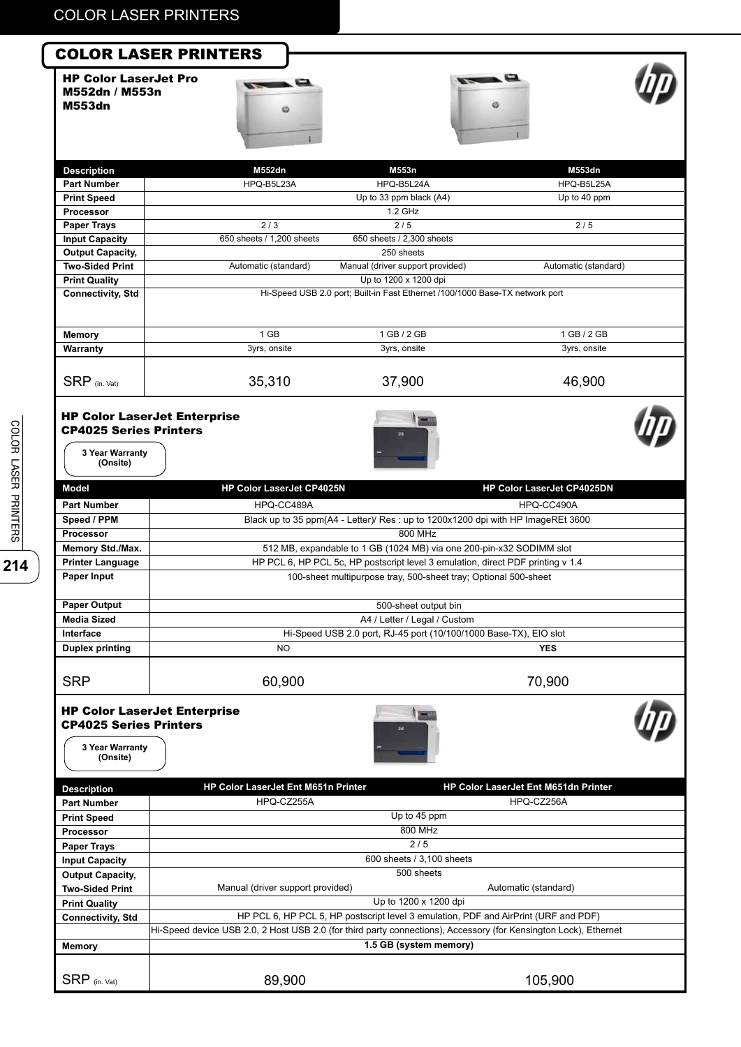# COLOR LASER PRINTERS

## HP Color LaserJet Pro M552dn / M553n M553dn

| Description | M552dn | M553n | M553dn |
|---|---|---|---|
| Part Number | HPQ-B5L23A | HPQ-B5L24A | HPQ-B5L25A |
| Print Speed | | Up to 33 ppm black (A4) | Up to 40 ppm |
| Processor | | 1.2 GHz | |
| Paper Trays | 2 / 3 | 2 / 5 | 2 / 5 |
| Input Capacity | 650 sheets / 1,200 sheets | 650 sheets / 2,300 sheets | |
| Output Capacity, | | 250 sheets | |
| Two-Sided Print | Automatic (standard) | Manual (driver support provided) | Automatic (standard) |
| Print Quality | | Up to 1200 x 1200 dpi | |
| Connectivity, Std | | Hi-Speed USB 2.0 port; Built-in Fast Ethernet /100/1000 Base-TX network port | |
| Memory | 1 GB | 1 GB / 2 GB | 1 GB / 2 GB |
| Warranty | 3yrs, onsite | 3yrs, onsite | 3yrs, onsite |
| SRP (in. Vat) | 35,310 | 37,900 | 46,900 |

## HP Color LaserJet Enterprise CP4025 Series Printers

3 Year Warranty (Onsite)

| Model | HP Color LaserJet CP4025N | HP Color LaserJet CP4025DN |
|---|---|---|
| Part Number | HPQ-CC489A | HPQ-CC490A |
| Speed / PPM | Black up to 35 ppm(A4 - Letter)/ Res : up to 1200x1200 dpi with HP ImageREt 3600 | |
| Processor | 800 MHz | |
| Memory Std./Max. | 512 MB, expandable to 1 GB (1024 MB) via one 200-pin-x32 SODIMM slot | |
| Printer Language | HP PCL 6, HP PCL 5c, HP postscript level 3 emulation, direct PDF printing v 1.4 | |
| Paper Input | 100-sheet multipurpose tray, 500-sheet tray; Optional 500-sheet | |
| Paper Output | 500-sheet output bin | |
| Media Sized | A4 / Letter / Legal / Custom | |
| Interface | Hi-Speed USB 2.0 port, RJ-45 port (10/100/1000 Base-TX), EIO slot | |
| Duplex printing | NO | **YES** |
| SRP | 60,900 | 70,900 |

## HP Color LaserJet Enterprise CP4025 Series Printers

3 Year Warranty (Onsite)

| Description | HP Color LaserJet Ent M651n Printer | HP Color LaserJet Ent M651dn Printer |
|---|---|---|
| Part Number | HPQ-CZ255A | HPQ-CZ256A |
| Print Speed | Up to 45 ppm | |
| Processor | 800 MHz | |
| Paper Trays | 2 / 5 | |
| Input Capacity | 600 sheets / 3,100 sheets | |
| Output Capacity, | 500 sheets | |
| Two-Sided Print | Manual (driver support provided) | Automatic (standard) |
| Print Quality | Up to 1200 x 1200 dpi | |
| Connectivity, Std | HP PCL 6, HP PCL 5, HP postscript level 3 emulation, PDF and AirPrint (URF and PDF) | |
| | Hi-Speed device USB 2.0, 2 Host USB 2.0 (for third party connections), Accessory (for Kensington Lock), Ethernet | |
| Memory | **1.5 GB (system memory)** | |
| SRP (in. Vat) | 89,900 | 105,900 |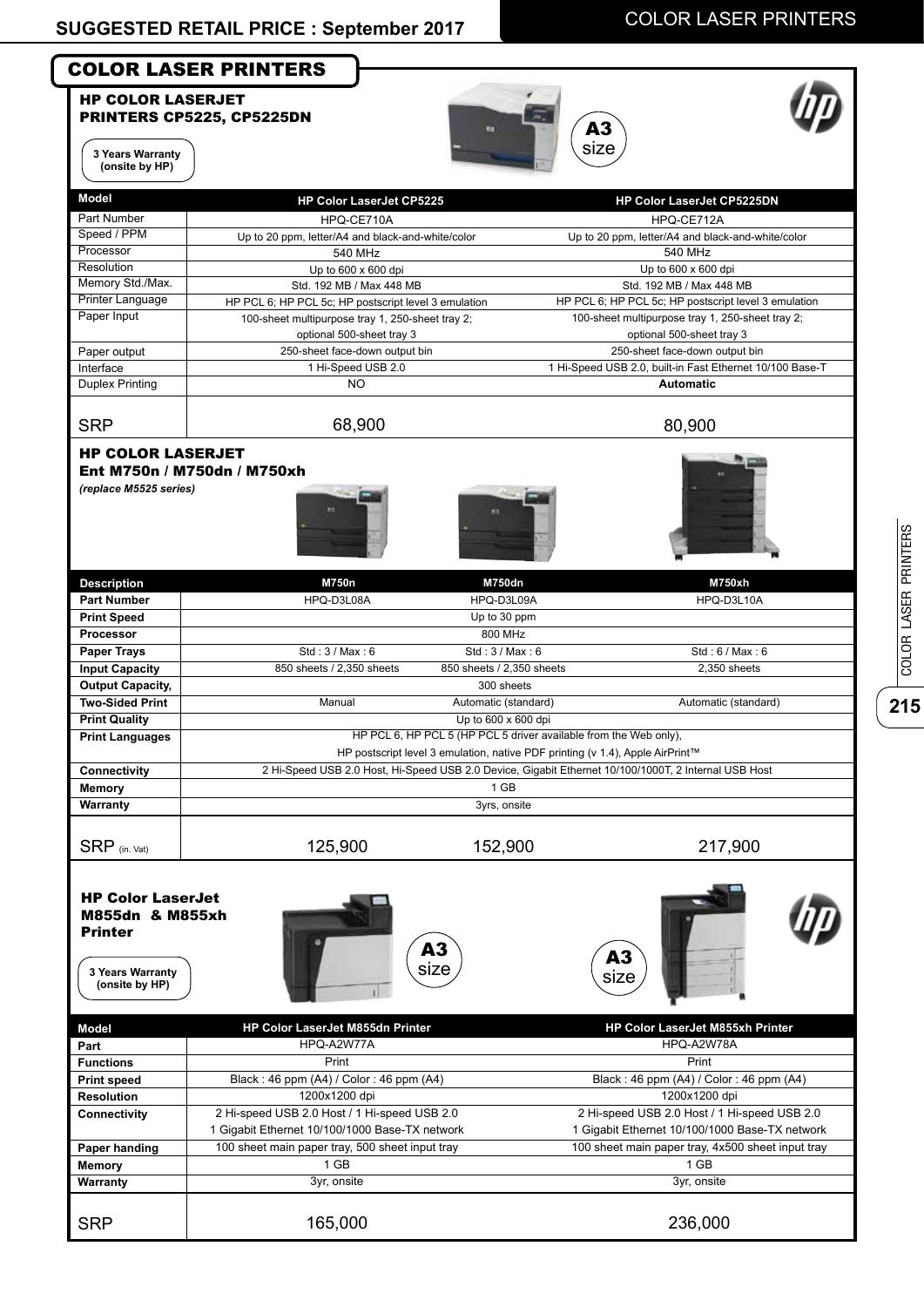# COLOR LASER PRINTERS

## HP COLOR LASERJET PRINTERS CP5225, CP5225DN

3 Years Warranty (onsite by HP)

A3 size

| Model | HP Color LaserJet CP5225 | HP Color LaserJet CP5225DN |
|---|---|---|
| Part Number | HPQ-CE710A | HPQ-CE712A |
| Speed / PPM | Up to 20 ppm, letter/A4 and black-and-white/color | Up to 20 ppm, letter/A4 and black-and-white/color |
| Processor | 540 MHz | 540 MHz |
| Resolution | Up to 600 x 600 dpi | Up to 600 x 600 dpi |
| Memory Std./Max. | Std. 192 MB / Max 448 MB | Std. 192 MB / Max 448 MB |
| Printer Language | HP PCL 6; HP PCL 5c; HP postscript level 3 emulation | HP PCL 6; HP PCL 5c; HP postscript level 3 emulation |
| Paper Input | 100-sheet multipurpose tray 1, 250-sheet tray 2; optional 500-sheet tray 3 | 100-sheet multipurpose tray 1, 250-sheet tray 2; optional 500-sheet tray 3 |
| Paper output | 250-sheet face-down output bin | 250-sheet face-down output bin |
| Interface | 1 Hi-Speed USB 2.0 | 1 Hi-Speed USB 2.0, built-in Fast Ethernet 10/100 Base-T |
| Duplex Printing | NO | **Automatic** |
| SRP | 68,900 | 80,900 |

## HP COLOR LASERJET Ent M750n / M750dn / M750xh

*(replace M5525 series)*

| Description | M750n | M750dn | M750xh |
|---|---|---|---|
| **Part Number** | HPQ-D3L08A | HPQ-D3L09A | HPQ-D3L10A |
| **Print Speed** | Up to 30 ppm | | |
| **Processor** | 800 MHz | | |
| **Paper Trays** | Std : 3 / Max : 6 | Std : 3 / Max : 6 | Std : 6 / Max : 6 |
| **Input Capacity** | 850 sheets / 2,350 sheets | 850 sheets / 2,350 sheets | 2,350 sheets |
| **Output Capacity,** | 300 sheets | | |
| **Two-Sided Print** | Manual | Automatic (standard) | Automatic (standard) |
| **Print Quality** | Up to 600 x 600 dpi | | |
| **Print Languages** | HP PCL 6, HP PCL 5 (HP PCL 5 driver available from the Web only), HP postscript level 3 emulation, native PDF printing (v 1.4), Apple AirPrint™ | | |
| **Connectivity** | 2 Hi-Speed USB 2.0 Host, Hi-Speed USB 2.0 Device, Gigabit Ethernet 10/100/1000T, 2 Internal USB Host | | |
| **Memory** | 1 GB | | |
| **Warranty** | 3yrs, onsite | | |
| SRP (in. Vat) | 125,900 | 152,900 | 217,900 |

## HP Color LaserJet M855dn & M855xh Printer

3 Years Warranty (onsite by HP)

A3 size

| Model | HP Color LaserJet M855dn Printer | HP Color LaserJet M855xh Printer |
|---|---|---|
| **Part** | HPQ-A2W77A | HPQ-A2W78A |
| **Functions** | Print | Print |
| **Print speed** | Black : 46 ppm (A4) / Color : 46 ppm (A4) | Black : 46 ppm (A4) / Color : 46 ppm (A4) |
| **Resolution** | 1200x1200 dpi | 1200x1200 dpi |
| **Connectivity** | 2 Hi-speed USB 2.0 Host / 1 Hi-speed USB 2.0<br>1 Gigabit Ethernet 10/100/1000 Base-TX network | 2 Hi-speed USB 2.0 Host / 1 Hi-speed USB 2.0<br>1 Gigabit Ethernet 10/100/1000 Base-TX network |
| **Paper handing** | 100 sheet main paper tray, 500 sheet input tray | 100 sheet main paper tray, 4x500 sheet input tray |
| **Memory** | 1 GB | 1 GB |
| **Warranty** | 3yr, onsite | 3yr, onsite |
| SRP | 165,000 | 236,000 |